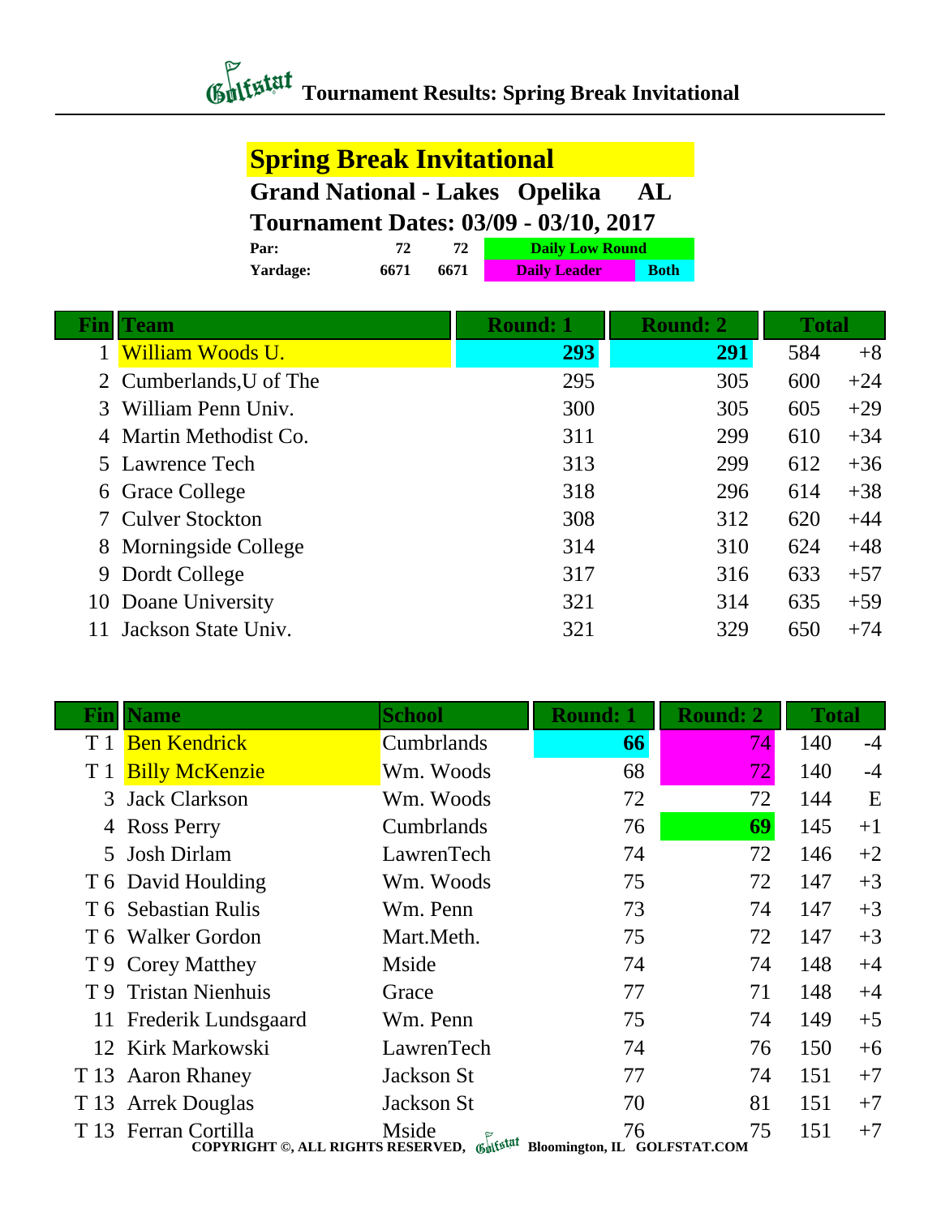# Tournament Results: Spring Break Invitational

## Spring Break Invitational

**Grand National - Lakes Opelika AL**

**Tournament Dates: 03/09 - 03/10, 2017**

| | | | |
|---|---|---|---|
| **Par:** | **72** | **72** | **Daily Low Round** |
| **Yardage:** | **6671** | **6671** | **Daily Leader** / **Both** |

| Fin | Team | Round: 1 | Round: 2 | Total | |
|---|---|---|---|---|---|
| 1 | William Woods U. | **293** | **291** | 584 | +8 |
| 2 | Cumberlands,U of The | 295 | 305 | 600 | +24 |
| 3 | William Penn Univ. | 300 | 305 | 605 | +29 |
| 4 | Martin Methodist Co. | 311 | 299 | 610 | +34 |
| 5 | Lawrence Tech | 313 | 299 | 612 | +36 |
| 6 | Grace College | 318 | 296 | 614 | +38 |
| 7 | Culver Stockton | 308 | 312 | 620 | +44 |
| 8 | Morningside College | 314 | 310 | 624 | +48 |
| 9 | Dordt College | 317 | 316 | 633 | +57 |
| 10 | Doane University | 321 | 314 | 635 | +59 |
| 11 | Jackson State Univ. | 321 | 329 | 650 | +74 |

| Fin | Name | School | Round: 1 | Round: 2 | Total | |
|---|---|---|---|---|---|---|
| T 1 | Ben Kendrick | Cumbrlands | **66** | 74 | 140 | -4 |
| T 1 | Billy McKenzie | Wm. Woods | 68 | 72 | 140 | -4 |
| 3 | Jack Clarkson | Wm. Woods | 72 | 72 | 144 | E |
| 4 | Ross Perry | Cumbrlands | 76 | **69** | 145 | +1 |
| 5 | Josh Dirlam | LawrenTech | 74 | 72 | 146 | +2 |
| T 6 | David Houlding | Wm. Woods | 75 | 72 | 147 | +3 |
| T 6 | Sebastian Rulis | Wm. Penn | 73 | 74 | 147 | +3 |
| T 6 | Walker Gordon | Mart.Meth. | 75 | 72 | 147 | +3 |
| T 9 | Corey Matthey | Mside | 74 | 74 | 148 | +4 |
| T 9 | Tristan Nienhuis | Grace | 77 | 71 | 148 | +4 |
| 11 | Frederik Lundsgaard | Wm. Penn | 75 | 74 | 149 | +5 |
| 12 | Kirk Markowski | LawrenTech | 74 | 76 | 150 | +6 |
| T 13 | Aaron Rhaney | Jackson St | 77 | 74 | 151 | +7 |
| T 13 | Arrek Douglas | Jackson St | 70 | 81 | 151 | +7 |
| T 13 | Ferran Cortilla | Mside | 76 | 75 | 151 | +7 |

COPYRIGHT ©, ALL RIGHTS RESERVED, Golfstat Bloomington, IL GOLFSTAT.COM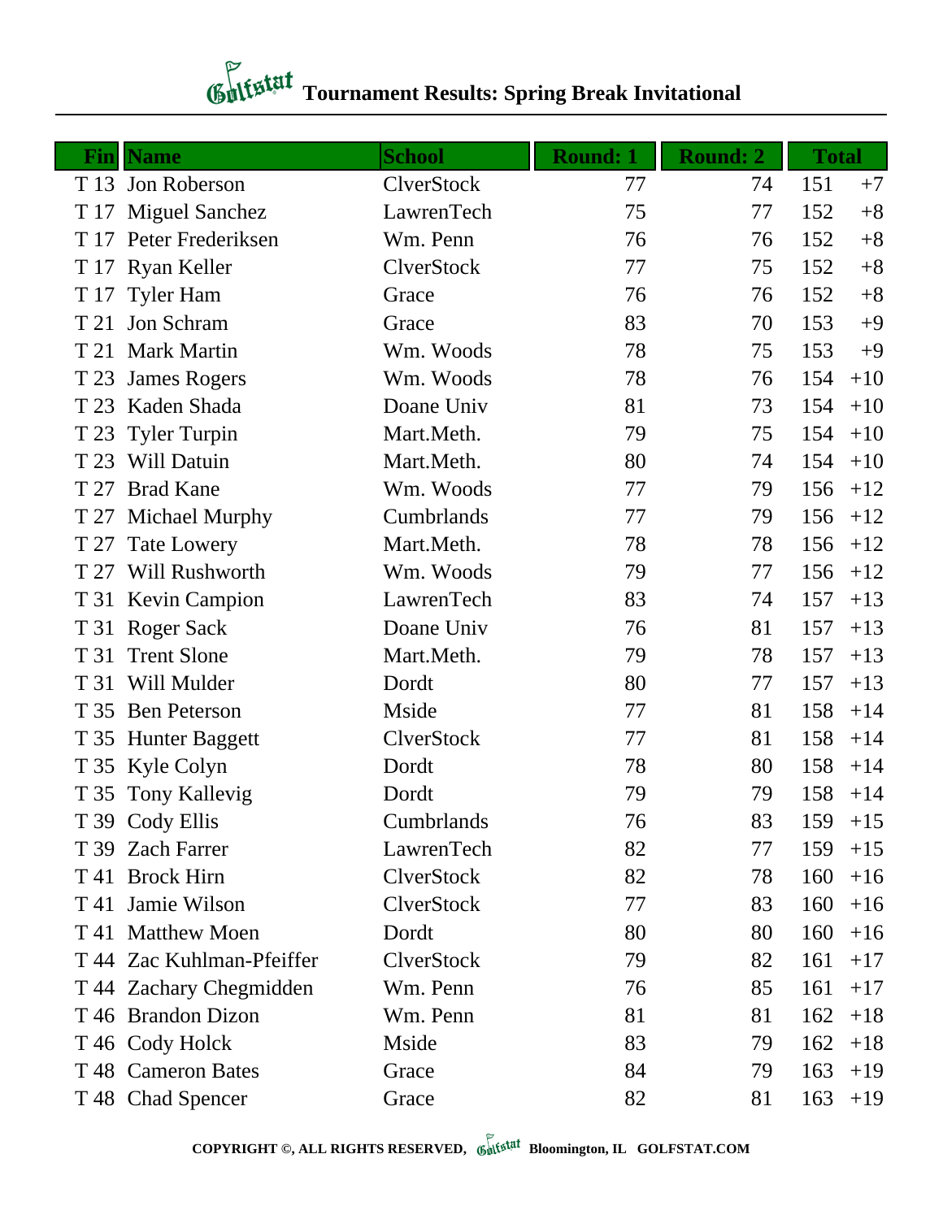# Tournament Results: Spring Break Invitational

| Fin | Name | School | Round: 1 | Round: 2 | Total | |
|---|---|---|---|---|---|---|
| T 13 | Jon Roberson | ClverStock | 77 | 74 | 151 | +7 |
| T 17 | Miguel Sanchez | LawrenTech | 75 | 77 | 152 | +8 |
| T 17 | Peter Frederiksen | Wm. Penn | 76 | 76 | 152 | +8 |
| T 17 | Ryan Keller | ClverStock | 77 | 75 | 152 | +8 |
| T 17 | Tyler Ham | Grace | 76 | 76 | 152 | +8 |
| T 21 | Jon Schram | Grace | 83 | 70 | 153 | +9 |
| T 21 | Mark Martin | Wm. Woods | 78 | 75 | 153 | +9 |
| T 23 | James Rogers | Wm. Woods | 78 | 76 | 154 | +10 |
| T 23 | Kaden Shada | Doane Univ | 81 | 73 | 154 | +10 |
| T 23 | Tyler Turpin | Mart.Meth. | 79 | 75 | 154 | +10 |
| T 23 | Will Datuin | Mart.Meth. | 80 | 74 | 154 | +10 |
| T 27 | Brad Kane | Wm. Woods | 77 | 79 | 156 | +12 |
| T 27 | Michael Murphy | Cumbrlands | 77 | 79 | 156 | +12 |
| T 27 | Tate Lowery | Mart.Meth. | 78 | 78 | 156 | +12 |
| T 27 | Will Rushworth | Wm. Woods | 79 | 77 | 156 | +12 |
| T 31 | Kevin Campion | LawrenTech | 83 | 74 | 157 | +13 |
| T 31 | Roger Sack | Doane Univ | 76 | 81 | 157 | +13 |
| T 31 | Trent Slone | Mart.Meth. | 79 | 78 | 157 | +13 |
| T 31 | Will Mulder | Dordt | 80 | 77 | 157 | +13 |
| T 35 | Ben Peterson | Mside | 77 | 81 | 158 | +14 |
| T 35 | Hunter Baggett | ClverStock | 77 | 81 | 158 | +14 |
| T 35 | Kyle Colyn | Dordt | 78 | 80 | 158 | +14 |
| T 35 | Tony Kallevig | Dordt | 79 | 79 | 158 | +14 |
| T 39 | Cody Ellis | Cumbrlands | 76 | 83 | 159 | +15 |
| T 39 | Zach Farrer | LawrenTech | 82 | 77 | 159 | +15 |
| T 41 | Brock Hirn | ClverStock | 82 | 78 | 160 | +16 |
| T 41 | Jamie Wilson | ClverStock | 77 | 83 | 160 | +16 |
| T 41 | Matthew Moen | Dordt | 80 | 80 | 160 | +16 |
| T 44 | Zac Kuhlman-Pfeiffer | ClverStock | 79 | 82 | 161 | +17 |
| T 44 | Zachary Chegmidden | Wm. Penn | 76 | 85 | 161 | +17 |
| T 46 | Brandon Dizon | Wm. Penn | 81 | 81 | 162 | +18 |
| T 46 | Cody Holck | Mside | 83 | 79 | 162 | +18 |
| T 48 | Cameron Bates | Grace | 84 | 79 | 163 | +19 |
| T 48 | Chad Spencer | Grace | 82 | 81 | 163 | +19 |

COPYRIGHT ©, ALL RIGHTS RESERVED, Golfstat Bloomington, IL GOLFSTAT.COM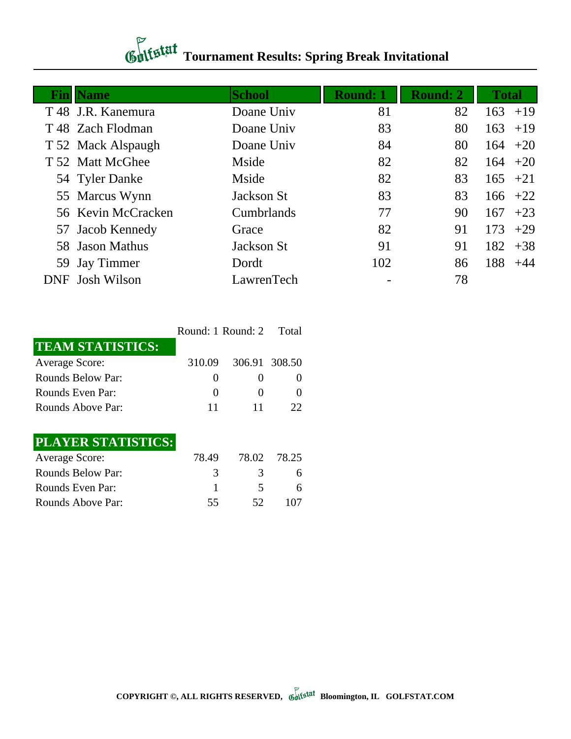# Tournament Results: Spring Break Invitational

| Fin | Name | School | Round: 1 | Round: 2 | Total | |
|---|---|---|---|---|---|---|
| T 48 | J.R. Kanemura | Doane Univ | 81 | 82 | 163 | +19 |
| T 48 | Zach Flodman | Doane Univ | 83 | 80 | 163 | +19 |
| T 52 | Mack Alspaugh | Doane Univ | 84 | 80 | 164 | +20 |
| T 52 | Matt McGhee | Mside | 82 | 82 | 164 | +20 |
| 54 | Tyler Danke | Mside | 82 | 83 | 165 | +21 |
| 55 | Marcus Wynn | Jackson St | 83 | 83 | 166 | +22 |
| 56 | Kevin McCracken | Cumbrlands | 77 | 90 | 167 | +23 |
| 57 | Jacob Kennedy | Grace | 82 | 91 | 173 | +29 |
| 58 | Jason Mathus | Jackson St | 91 | 91 | 182 | +38 |
| 59 | Jay Timmer | Dordt | 102 | 86 | 188 | +44 |
| DNF | Josh Wilson | LawrenTech | - | 78 | | |

| TEAM STATISTICS: | Round: 1 | Round: 2 | Total |
|---|---|---|---|
| Average Score: | 310.09 | 306.91 | 308.50 |
| Rounds Below Par: | 0 | 0 | 0 |
| Rounds Even Par: | 0 | 0 | 0 |
| Rounds Above Par: | 11 | 11 | 22 |

| PLAYER STATISTICS: | Round: 1 | Round: 2 | Total |
|---|---|---|---|
| Average Score: | 78.49 | 78.02 | 78.25 |
| Rounds Below Par: | 3 | 3 | 6 |
| Rounds Even Par: | 1 | 5 | 6 |
| Rounds Above Par: | 55 | 52 | 107 |

COPYRIGHT ©, ALL RIGHTS RESERVED, Golfstat Bloomington, IL GOLFSTAT.COM